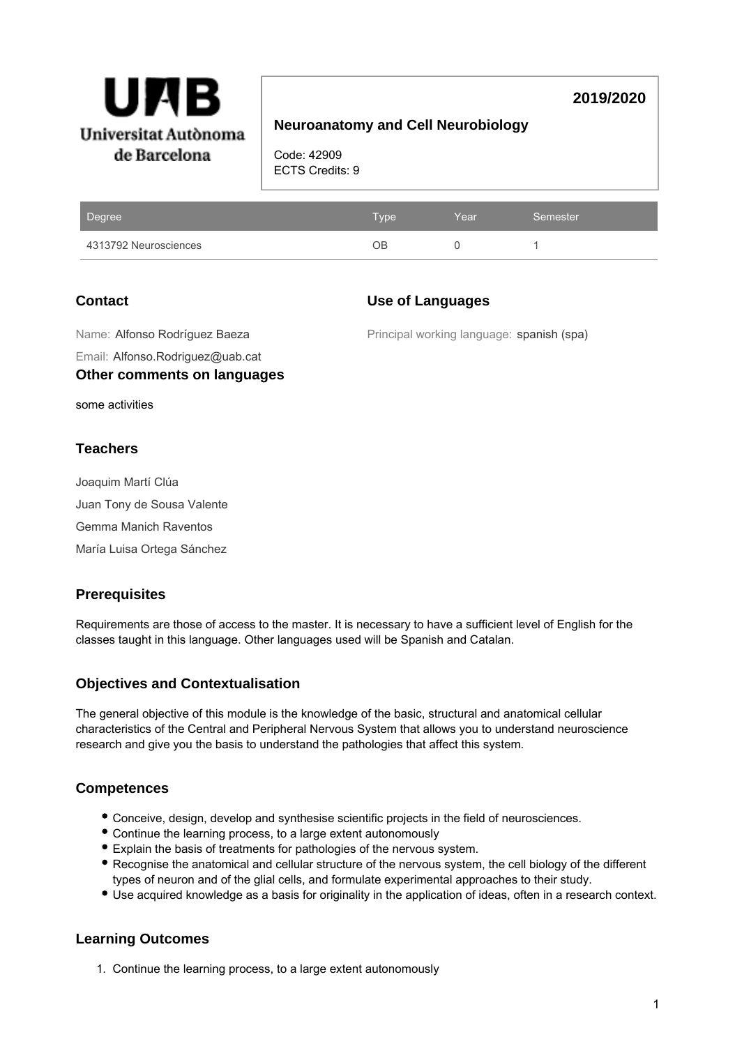Universitat Autònoma de Barcelona

**2019/2020**

# Neuroanatomy and Cell Neurobiology

Code: 42909
ECTS Credits: 9

| Degree | Type | Year | Semester |
|---|---|---|---|
| 4313792 Neurosciences | OB | 0 | 1 |

## Contact

Name: Alfonso Rodríguez Baeza

Email: Alfonso.Rodriguez@uab.cat

## Use of Languages

Principal working language: spanish (spa)

## Other comments on languages

some activities

## Teachers

Joaquim Martí Clúa

Juan Tony de Sousa Valente

Gemma Manich Raventos

María Luisa Ortega Sánchez

## Prerequisites

Requirements are those of access to the master. It is necessary to have a sufficient level of English for the classes taught in this language. Other languages used will be Spanish and Catalan.

## Objectives and Contextualisation

The general objective of this module is the knowledge of the basic, structural and anatomical cellular characteristics of the Central and Peripheral Nervous System that allows you to understand neuroscience research and give you the basis to understand the pathologies that affect this system.

## Competences

- Conceive, design, develop and synthesise scientific projects in the field of neurosciences.
- Continue the learning process, to a large extent autonomously
- Explain the basis of treatments for pathologies of the nervous system.
- Recognise the anatomical and cellular structure of the nervous system, the cell biology of the different types of neuron and of the glial cells, and formulate experimental approaches to their study.
- Use acquired knowledge as a basis for originality in the application of ideas, often in a research context.

## Learning Outcomes

1. Continue the learning process, to a large extent autonomously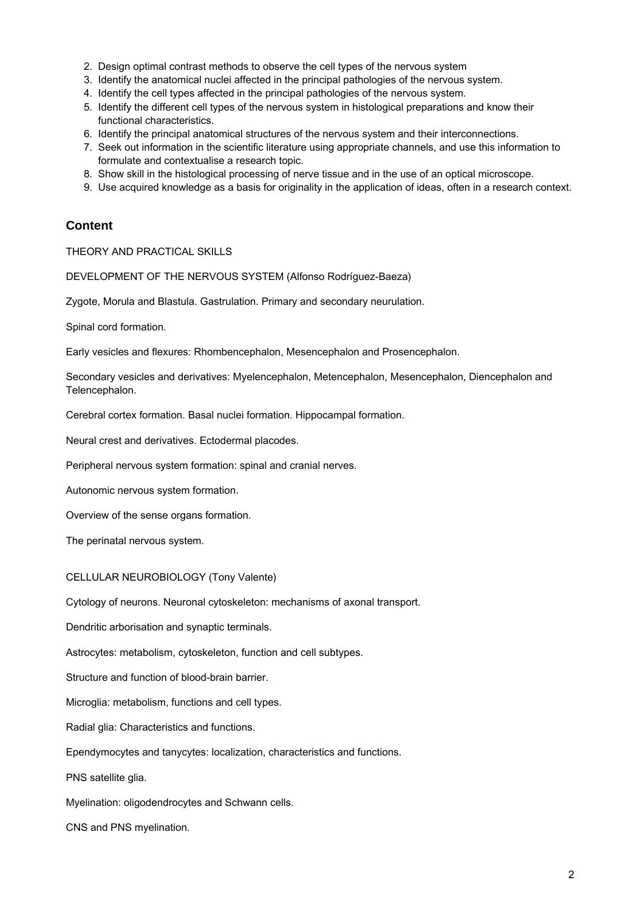2. Design optimal contrast methods to observe the cell types of the nervous system
3. Identify the anatomical nuclei affected in the principal pathologies of the nervous system.
4. Identify the cell types affected in the principal pathologies of the nervous system.
5. Identify the different cell types of the nervous system in histological preparations and know their functional characteristics.
6. Identify the principal anatomical structures of the nervous system and their interconnections.
7. Seek out information in the scientific literature using appropriate channels, and use this information to formulate and contextualise a research topic.
8. Show skill in the histological processing of nerve tissue and in the use of an optical microscope.
9. Use acquired knowledge as a basis for originality in the application of ideas, often in a research context.

## Content

THEORY AND PRACTICAL SKILLS

DEVELOPMENT OF THE NERVOUS SYSTEM (Alfonso Rodríguez-Baeza)

Zygote, Morula and Blastula. Gastrulation. Primary and secondary neurulation.

Spinal cord formation.

Early vesicles and flexures: Rhombencephalon, Mesencephalon and Prosencephalon.

Secondary vesicles and derivatives: Myelencephalon, Metencephalon, Mesencephalon, Diencephalon and Telencephalon.

Cerebral cortex formation. Basal nuclei formation. Hippocampal formation.

Neural crest and derivatives. Ectodermal placodes.

Peripheral nervous system formation: spinal and cranial nerves.

Autonomic nervous system formation.

Overview of the sense organs formation.

The perinatal nervous system.

CELLULAR NEUROBIOLOGY (Tony Valente)

Cytology of neurons. Neuronal cytoskeleton: mechanisms of axonal transport.

Dendritic arborisation and synaptic terminals.

Astrocytes: metabolism, cytoskeleton, function and cell subtypes.

Structure and function of blood-brain barrier.

Microglia: metabolism, functions and cell types.

Radial glia: Characteristics and functions.

Ependymocytes and tanycytes: localization, characteristics and functions.

PNS satellite glia.

Myelination: oligodendrocytes and Schwann cells.

CNS and PNS myelination.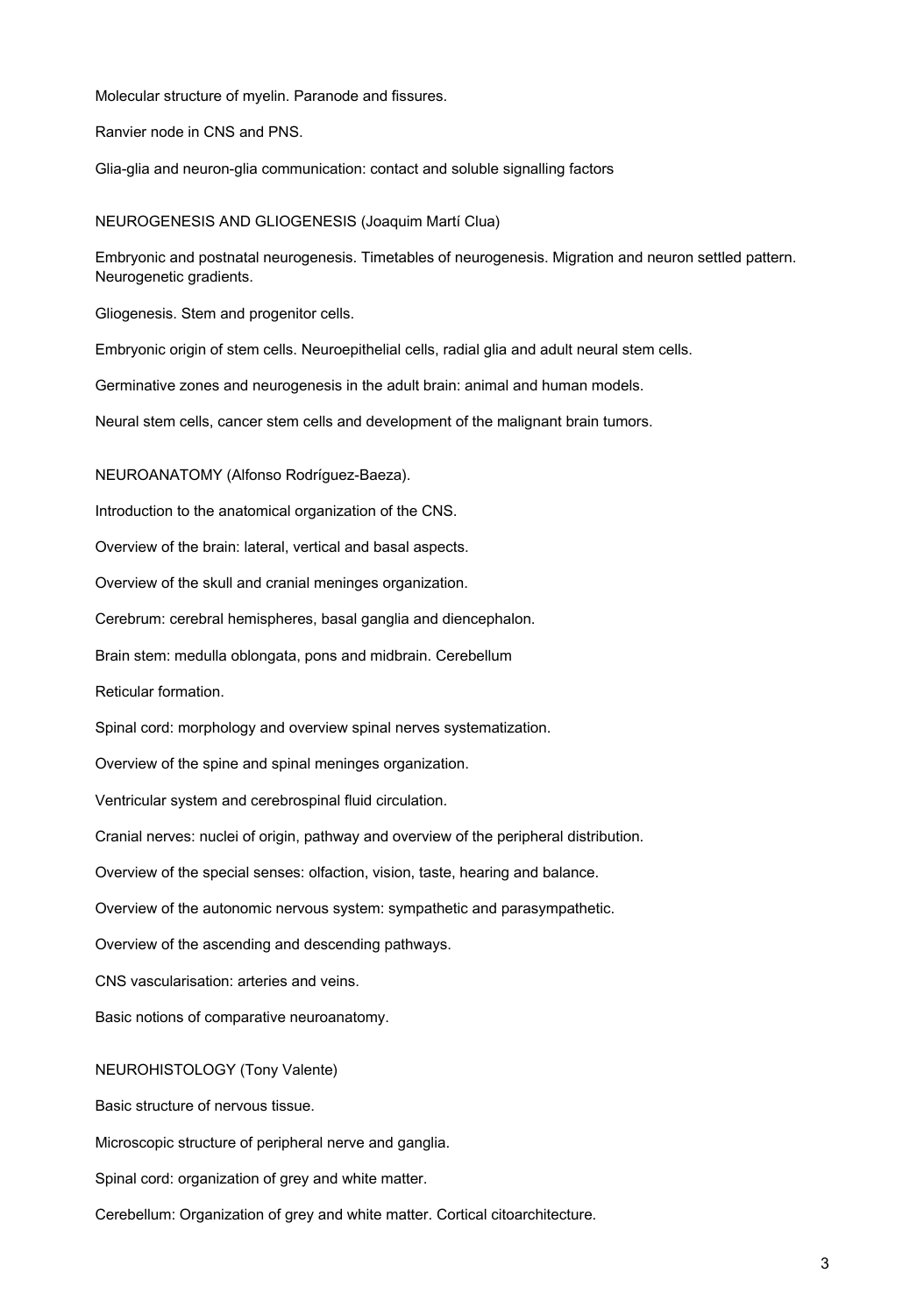Molecular structure of myelin. Paranode and fissures.

Ranvier node in CNS and PNS.

Glia-glia and neuron-glia communication: contact and soluble signalling factors

NEUROGENESIS AND GLIOGENESIS (Joaquim Martí Clua)

Embryonic and postnatal neurogenesis. Timetables of neurogenesis. Migration and neuron settled pattern. Neurogenetic gradients.

Gliogenesis. Stem and progenitor cells.

Embryonic origin of stem cells. Neuroepithelial cells, radial glia and adult neural stem cells.

Germinative zones and neurogenesis in the adult brain: animal and human models.

Neural stem cells, cancer stem cells and development of the malignant brain tumors.

NEUROANATOMY (Alfonso Rodríguez-Baeza).

Introduction to the anatomical organization of the CNS.

Overview of the brain: lateral, vertical and basal aspects.

Overview of the skull and cranial meninges organization.

Cerebrum: cerebral hemispheres, basal ganglia and diencephalon.

Brain stem: medulla oblongata, pons and midbrain. Cerebellum

Reticular formation.

Spinal cord: morphology and overview spinal nerves systematization.

Overview of the spine and spinal meninges organization.

Ventricular system and cerebrospinal fluid circulation.

Cranial nerves: nuclei of origin, pathway and overview of the peripheral distribution.

Overview of the special senses: olfaction, vision, taste, hearing and balance.

Overview of the autonomic nervous system: sympathetic and parasympathetic.

Overview of the ascending and descending pathways.

CNS vascularisation: arteries and veins.

Basic notions of comparative neuroanatomy.

NEUROHISTOLOGY (Tony Valente)

Basic structure of nervous tissue.

Microscopic structure of peripheral nerve and ganglia.

Spinal cord: organization of grey and white matter.

Cerebellum: Organization of grey and white matter. Cortical citoarchitecture.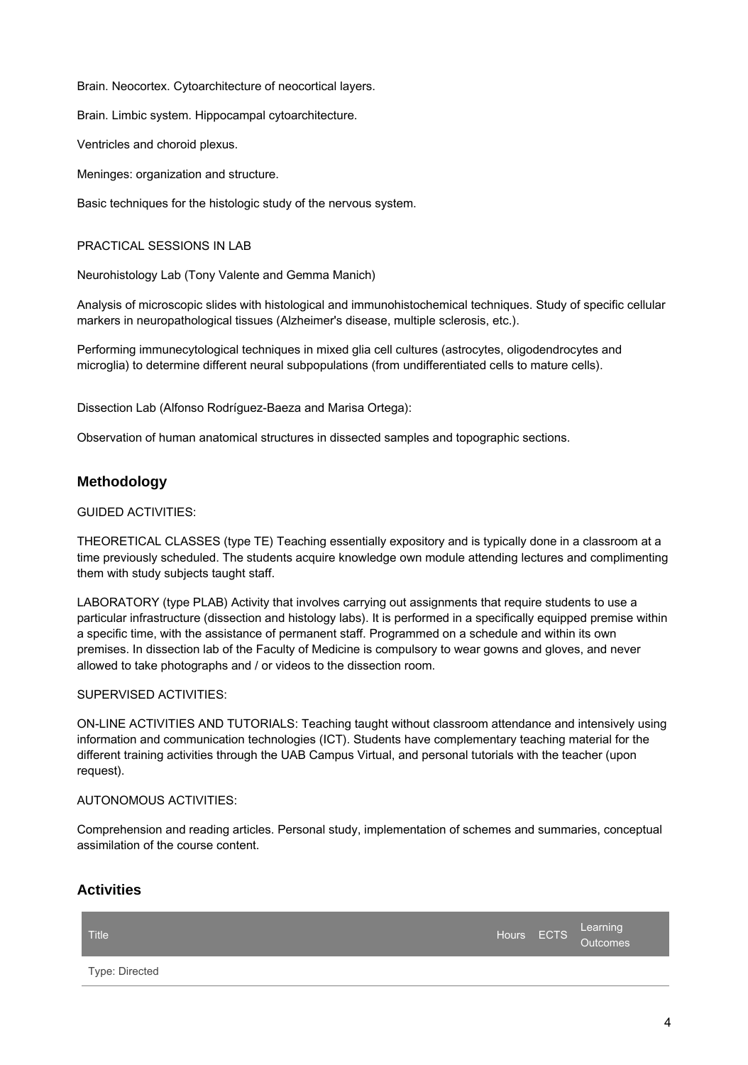Brain. Neocortex. Cytoarchitecture of neocortical layers.

Brain. Limbic system. Hippocampal cytoarchitecture.

Ventricles and choroid plexus.

Meninges: organization and structure.

Basic techniques for the histologic study of the nervous system.

PRACTICAL SESSIONS IN LAB

Neurohistology Lab (Tony Valente and Gemma Manich)

Analysis of microscopic slides with histological and immunohistochemical techniques. Study of specific cellular markers in neuropathological tissues (Alzheimer's disease, multiple sclerosis, etc.).

Performing immunecytological techniques in mixed glia cell cultures (astrocytes, oligodendrocytes and microglia) to determine different neural subpopulations (from undifferentiated cells to mature cells).

Dissection Lab (Alfonso Rodríguez-Baeza and Marisa Ortega):

Observation of human anatomical structures in dissected samples and topographic sections.

## Methodology

GUIDED ACTIVITIES:

THEORETICAL CLASSES (type TE) Teaching essentially expository and is typically done in a classroom at a time previously scheduled. The students acquire knowledge own module attending lectures and complimenting them with study subjects taught staff.

LABORATORY (type PLAB) Activity that involves carrying out assignments that require students to use a particular infrastructure (dissection and histology labs). It is performed in a specifically equipped premise within a specific time, with the assistance of permanent staff. Programmed on a schedule and within its own premises. In dissection lab of the Faculty of Medicine is compulsory to wear gowns and gloves, and never allowed to take photographs and / or videos to the dissection room.

SUPERVISED ACTIVITIES:

ON-LINE ACTIVITIES AND TUTORIALS: Teaching taught without classroom attendance and intensively using information and communication technologies (ICT). Students have complementary teaching material for the different training activities through the UAB Campus Virtual, and personal tutorials with the teacher (upon request).

AUTONOMOUS ACTIVITIES:

Comprehension and reading articles. Personal study, implementation of schemes and summaries, conceptual assimilation of the course content.

## Activities

| Title | Hours | ECTS | Learning Outcomes |
| --- | --- | --- | --- |
| Type: Directed | | | |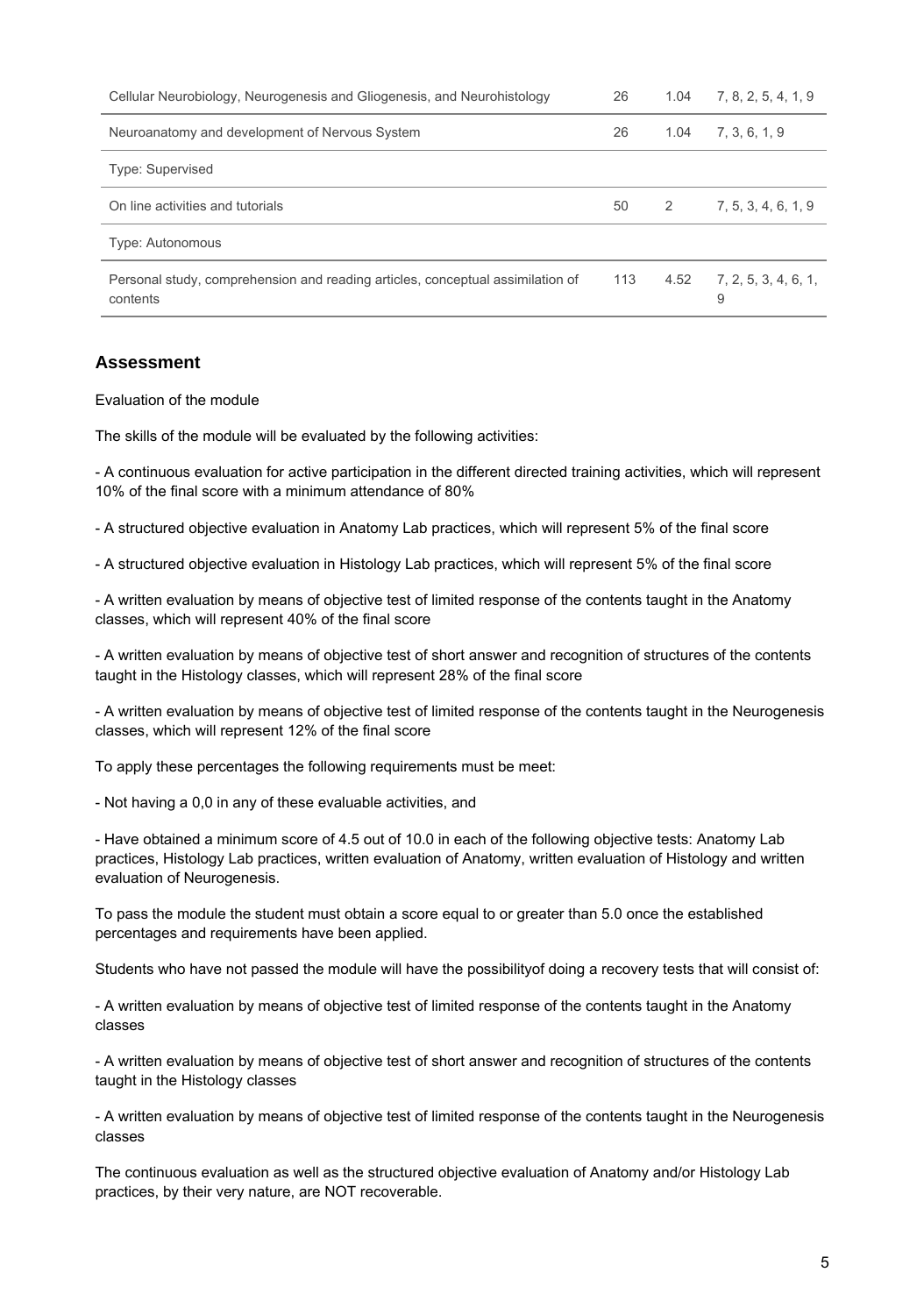| | | | |
|---|---|---|---|
| Cellular Neurobiology, Neurogenesis and Gliogenesis, and Neurohistology | 26 | 1.04 | 7, 8, 2, 5, 4, 1, 9 |
| Neuroanatomy and development of Nervous System | 26 | 1.04 | 7, 3, 6, 1, 9 |
| Type: Supervised | | | |
| On line activities and tutorials | 50 | 2 | 7, 5, 3, 4, 6, 1, 9 |
| Type: Autonomous | | | |
| Personal study, comprehension and reading articles, conceptual assimilation of contents | 113 | 4.52 | 7, 2, 5, 3, 4, 6, 1, 9 |

## Assessment

Evaluation of the module

The skills of the module will be evaluated by the following activities:

- A continuous evaluation for active participation in the different directed training activities, which will represent 10% of the final score with a minimum attendance of 80%

- A structured objective evaluation in Anatomy Lab practices, which will represent 5% of the final score

- A structured objective evaluation in Histology Lab practices, which will represent 5% of the final score

- A written evaluation by means of objective test of limited response of the contents taught in the Anatomy classes, which will represent 40% of the final score

- A written evaluation by means of objective test of short answer and recognition of structures of the contents taught in the Histology classes, which will represent 28% of the final score

- A written evaluation by means of objective test of limited response of the contents taught in the Neurogenesis classes, which will represent 12% of the final score

To apply these percentages the following requirements must be meet:

- Not having a 0,0 in any of these evaluable activities, and

- Have obtained a minimum score of 4.5 out of 10.0 in each of the following objective tests: Anatomy Lab practices, Histology Lab practices, written evaluation of Anatomy, written evaluation of Histology and written evaluation of Neurogenesis.

To pass the module the student must obtain a score equal to or greater than 5.0 once the established percentages and requirements have been applied.

Students who have not passed the module will have the possibilityof doing a recovery tests that will consist of:

- A written evaluation by means of objective test of limited response of the contents taught in the Anatomy classes

- A written evaluation by means of objective test of short answer and recognition of structures of the contents taught in the Histology classes

- A written evaluation by means of objective test of limited response of the contents taught in the Neurogenesis classes

The continuous evaluation as well as the structured objective evaluation of Anatomy and/or Histology Lab practices, by their very nature, are NOT recoverable.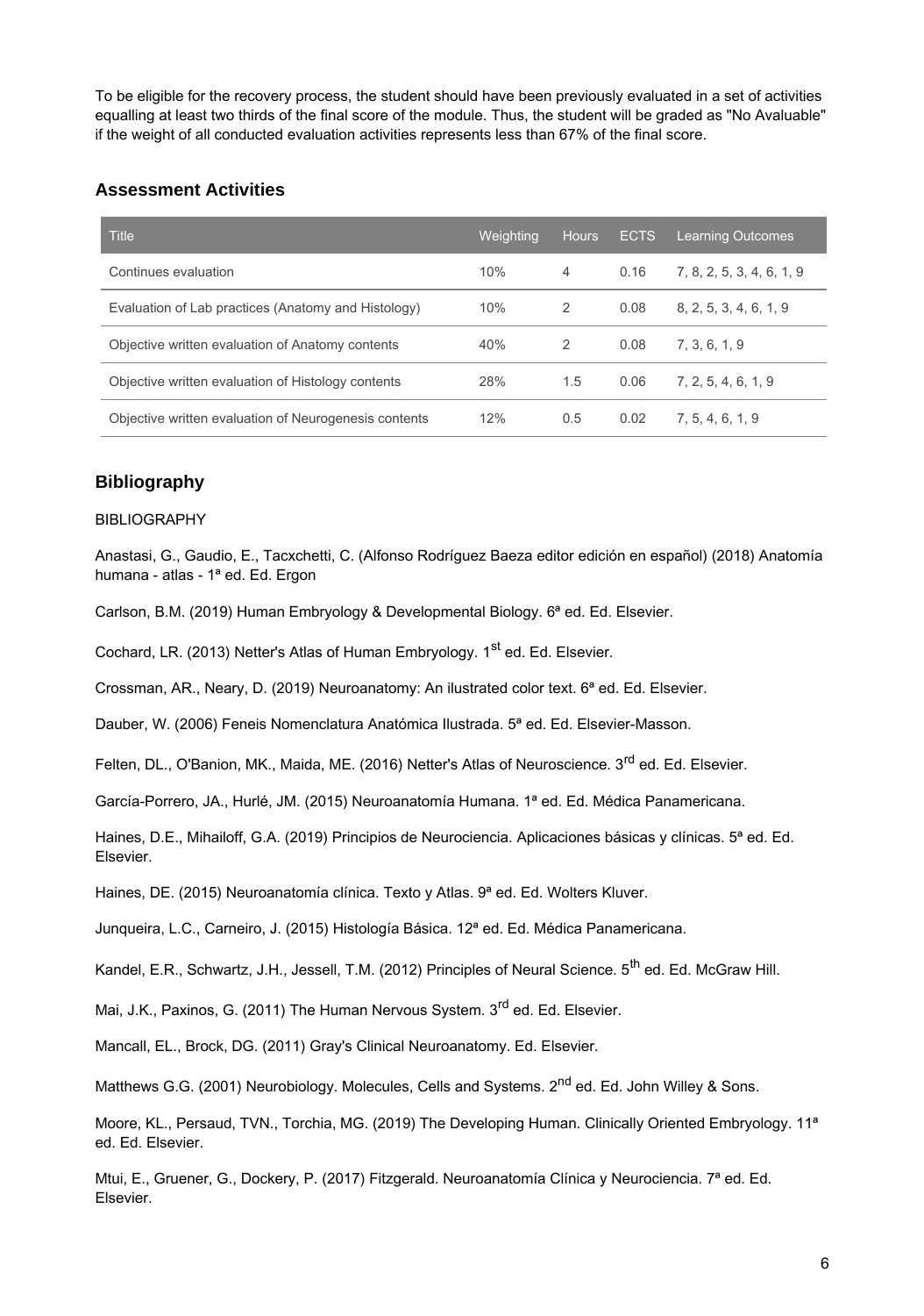To be eligible for the recovery process, the student should have been previously evaluated in a set of activities equalling at least two thirds of the final score of the module. Thus, the student will be graded as "No Avaluable" if the weight of all conducted evaluation activities represents less than 67% of the final score.

## Assessment Activities

| Title | Weighting | Hours | ECTS | Learning Outcomes |
| --- | --- | --- | --- | --- |
| Continues evaluation | 10% | 4 | 0.16 | 7, 8, 2, 5, 3, 4, 6, 1, 9 |
| Evaluation of Lab practices (Anatomy and Histology) | 10% | 2 | 0.08 | 8, 2, 5, 3, 4, 6, 1, 9 |
| Objective written evaluation of Anatomy contents | 40% | 2 | 0.08 | 7, 3, 6, 1, 9 |
| Objective written evaluation of Histology contents | 28% | 1.5 | 0.06 | 7, 2, 5, 4, 6, 1, 9 |
| Objective written evaluation of Neurogenesis contents | 12% | 0.5 | 0.02 | 7, 5, 4, 6, 1, 9 |

## Bibliography

BIBLIOGRAPHY

Anastasi, G., Gaudio, E., Tacxchetti, C. (Alfonso Rodríguez Baeza editor edición en español) (2018) Anatomía humana - atlas - 1ª ed. Ed. Ergon

Carlson, B.M. (2019) Human Embryology & Developmental Biology. 6ª ed. Ed. Elsevier.

Cochard, LR. (2013) Netter's Atlas of Human Embryology. 1st ed. Ed. Elsevier.

Crossman, AR., Neary, D. (2019) Neuroanatomy: An ilustrated color text. 6ª ed. Ed. Elsevier.

Dauber, W. (2006) Feneis Nomenclatura Anatómica Ilustrada. 5ª ed. Ed. Elsevier-Masson.

Felten, DL., O'Banion, MK., Maida, ME. (2016) Netter's Atlas of Neuroscience. 3rd ed. Ed. Elsevier.

García-Porrero, JA., Hurlé, JM. (2015) Neuroanatomía Humana. 1ª ed. Ed. Médica Panamericana.

Haines, D.E., Mihailoff, G.A. (2019) Principios de Neurociencia. Aplicaciones básicas y clínicas. 5ª ed. Ed. Elsevier.

Haines, DE. (2015) Neuroanatomía clínica. Texto y Atlas. 9ª ed. Ed. Wolters Kluver.

Junqueira, L.C., Carneiro, J. (2015) Histología Básica. 12ª ed. Ed. Médica Panamericana.

Kandel, E.R., Schwartz, J.H., Jessell, T.M. (2012) Principles of Neural Science. 5th ed. Ed. McGraw Hill.

Mai, J.K., Paxinos, G. (2011) The Human Nervous System. 3rd ed. Ed. Elsevier.

Mancall, EL., Brock, DG. (2011) Gray's Clinical Neuroanatomy. Ed. Elsevier.

Matthews G.G. (2001) Neurobiology. Molecules, Cells and Systems. 2nd ed. Ed. John Willey & Sons.

Moore, KL., Persaud, TVN., Torchia, MG. (2019) The Developing Human. Clinically Oriented Embryology. 11ª ed. Ed. Elsevier.

Mtui, E., Gruener, G., Dockery, P. (2017) Fitzgerald. Neuroanatomía Clínica y Neurociencia. 7ª ed. Ed. Elsevier.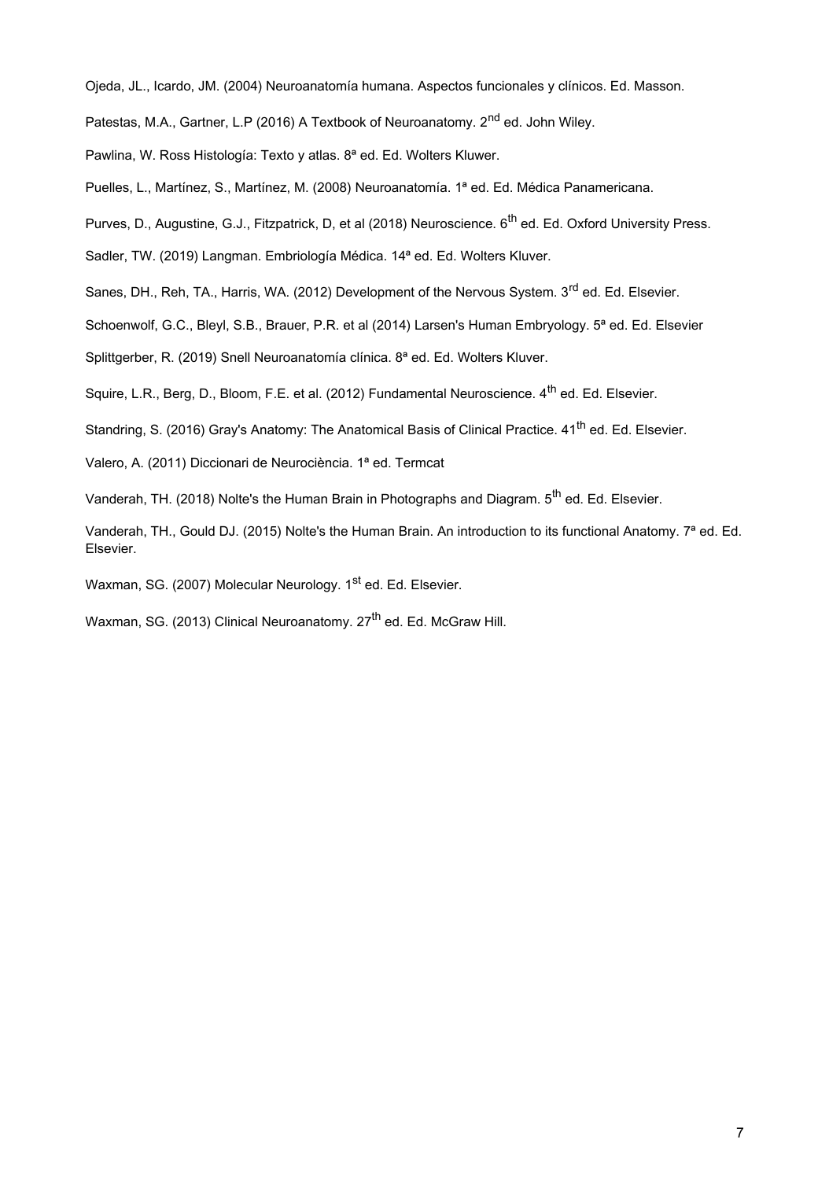Ojeda, JL., Icardo, JM. (2004) Neuroanatomía humana. Aspectos funcionales y clínicos. Ed. Masson.

Patestas, M.A., Gartner, L.P (2016) A Textbook of Neuroanatomy. 2nd ed. John Wiley.

Pawlina, W. Ross Histología: Texto y atlas. 8ª ed. Ed. Wolters Kluwer.

Puelles, L., Martínez, S., Martínez, M. (2008) Neuroanatomía. 1ª ed. Ed. Médica Panamericana.

Purves, D., Augustine, G.J., Fitzpatrick, D, et al (2018) Neuroscience. 6th ed. Ed. Oxford University Press.

Sadler, TW. (2019) Langman. Embriología Médica. 14ª ed. Ed. Wolters Kluver.

Sanes, DH., Reh, TA., Harris, WA. (2012) Development of the Nervous System. 3rd ed. Ed. Elsevier.

Schoenwolf, G.C., Bleyl, S.B., Brauer, P.R. et al (2014) Larsen's Human Embryology. 5ª ed. Ed. Elsevier

Splittgerber, R. (2019) Snell Neuroanatomía clínica. 8ª ed. Ed. Wolters Kluver.

Squire, L.R., Berg, D., Bloom, F.E. et al. (2012) Fundamental Neuroscience. 4th ed. Ed. Elsevier.

Standring, S. (2016) Gray's Anatomy: The Anatomical Basis of Clinical Practice. 41th ed. Ed. Elsevier.

Valero, A. (2011) Diccionari de Neurociència. 1ª ed. Termcat

Vanderah, TH. (2018) Nolte's the Human Brain in Photographs and Diagram. 5th ed. Ed. Elsevier.

Vanderah, TH., Gould DJ. (2015) Nolte's the Human Brain. An introduction to its functional Anatomy. 7ª ed. Ed. Elsevier.

Waxman, SG. (2007) Molecular Neurology. 1st ed. Ed. Elsevier.

Waxman, SG. (2013) Clinical Neuroanatomy. 27th ed. Ed. McGraw Hill.